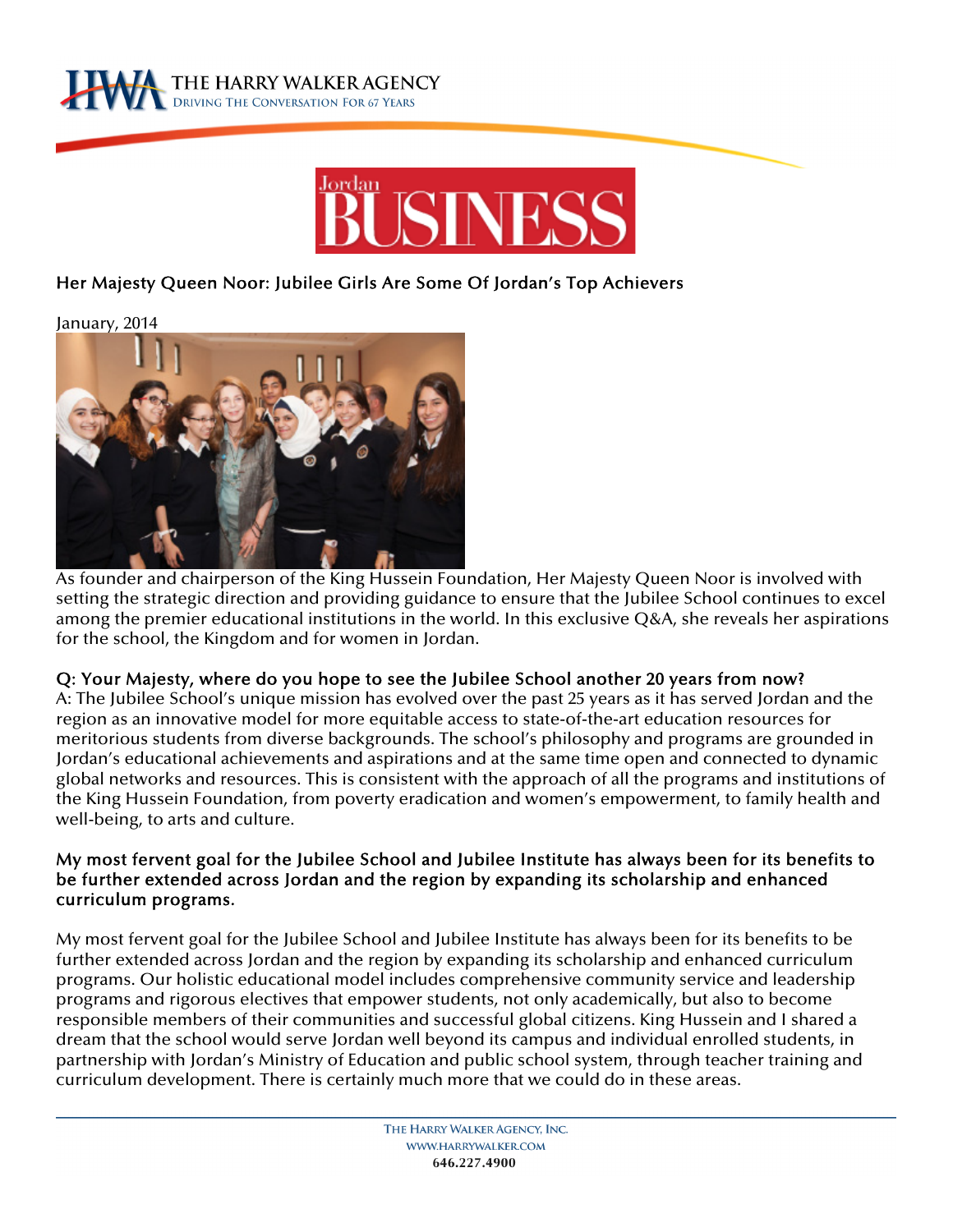# Her Majesty Queen Noor: Jubilee Girls Are Some Of Jordan's Top Achievers

January, 2014

As founder and chairperson of the King Hussein Foundation, Her Majesty Queen Noor is involved with setting the strategic direction and providing guidance to ensure that the Jubilee School continues to excel among the premier educational institutions in the world. In this exclusive Q&A, she reveals her aspirations for the school, the Kingdom and for women in Jordan.

**Q: Your Majesty, where do you hope to see the Jubilee School another 20 years from now?**

A: The Jubilee School's unique mission has evolved over the past 25 years as it has served Jordan and the region as an innovative model for more equitable access to state-of-the-art education resources for meritorious students from diverse backgrounds. The school's philosophy and programs are grounded in Jordan's educational achievements and aspirations and at the same time open and connected to dynamic global networks and resources. This is consistent with the approach of all the programs and institutions of the King Hussein Foundation, from poverty eradication and women's empowerment, to family health and well-being, to arts and culture.

**My most fervent goal for the Jubilee School and Jubilee Institute has always been for its benefits to be further extended across Jordan and the region by expanding its scholarship and enhanced curriculum programs.**

My most fervent goal for the Jubilee School and Jubilee Institute has always been for its benefits to be further extended across Jordan and the region by expanding its scholarship and enhanced curriculum programs. Our holistic educational model includes comprehensive community service and leadership programs and rigorous electives that empower students, not only academically, but also to become responsible members of their communities and successful global citizens. King Hussein and I shared a dream that the school would serve Jordan well beyond its campus and individual enrolled students, in partnership with Jordan's Ministry of Education and public school system, through teacher training and curriculum development. There is certainly much more that we could do in these areas.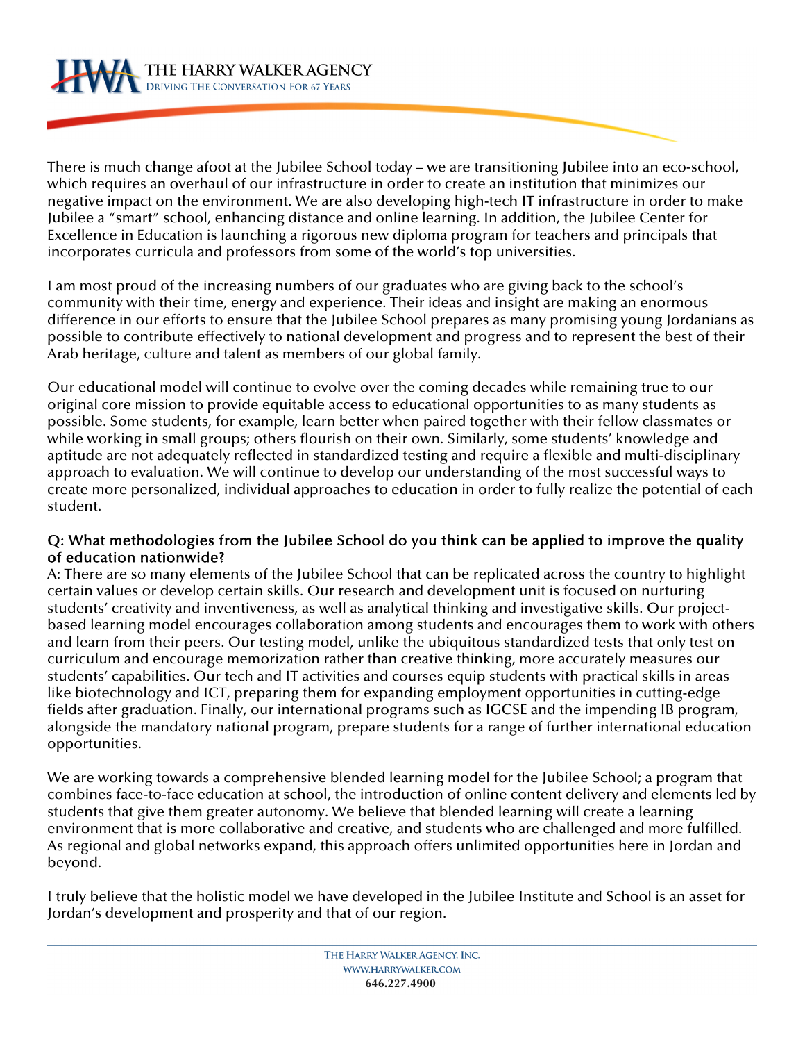There is much change afoot at the Jubilee School today – we are transitioning Jubilee into an eco-school, which requires an overhaul of our infrastructure in order to create an institution that minimizes our negative impact on the environment. We are also developing high-tech IT infrastructure in order to make Jubilee a "smart" school, enhancing distance and online learning. In addition, the Jubilee Center for Excellence in Education is launching a rigorous new diploma program for teachers and principals that incorporates curricula and professors from some of the world's top universities.

I am most proud of the increasing numbers of our graduates who are giving back to the school's community with their time, energy and experience. Their ideas and insight are making an enormous difference in our efforts to ensure that the Jubilee School prepares as many promising young Jordanians as possible to contribute effectively to national development and progress and to represent the best of their Arab heritage, culture and talent as members of our global family.

Our educational model will continue to evolve over the coming decades while remaining true to our original core mission to provide equitable access to educational opportunities to as many students as possible. Some students, for example, learn better when paired together with their fellow classmates or while working in small groups; others flourish on their own. Similarly, some students' knowledge and aptitude are not adequately reflected in standardized testing and require a flexible and multi-disciplinary approach to evaluation. We will continue to develop our understanding of the most successful ways to create more personalized, individual approaches to education in order to fully realize the potential of each student.

**Q: What methodologies from the Jubilee School do you think can be applied to improve the quality of education nationwide?**

A: There are so many elements of the Jubilee School that can be replicated across the country to highlight certain values or develop certain skills. Our research and development unit is focused on nurturing students' creativity and inventiveness, as well as analytical thinking and investigative skills. Our project-based learning model encourages collaboration among students and encourages them to work with others and learn from their peers. Our testing model, unlike the ubiquitous standardized tests that only test on curriculum and encourage memorization rather than creative thinking, more accurately measures our students' capabilities. Our tech and IT activities and courses equip students with practical skills in areas like biotechnology and ICT, preparing them for expanding employment opportunities in cutting-edge fields after graduation. Finally, our international programs such as IGCSE and the impending IB program, alongside the mandatory national program, prepare students for a range of further international education opportunities.

We are working towards a comprehensive blended learning model for the Jubilee School; a program that combines face-to-face education at school, the introduction of online content delivery and elements led by students that give them greater autonomy. We believe that blended learning will create a learning environment that is more collaborative and creative, and students who are challenged and more fulfilled. As regional and global networks expand, this approach offers unlimited opportunities here in Jordan and beyond.

I truly believe that the holistic model we have developed in the Jubilee Institute and School is an asset for Jordan's development and prosperity and that of our region.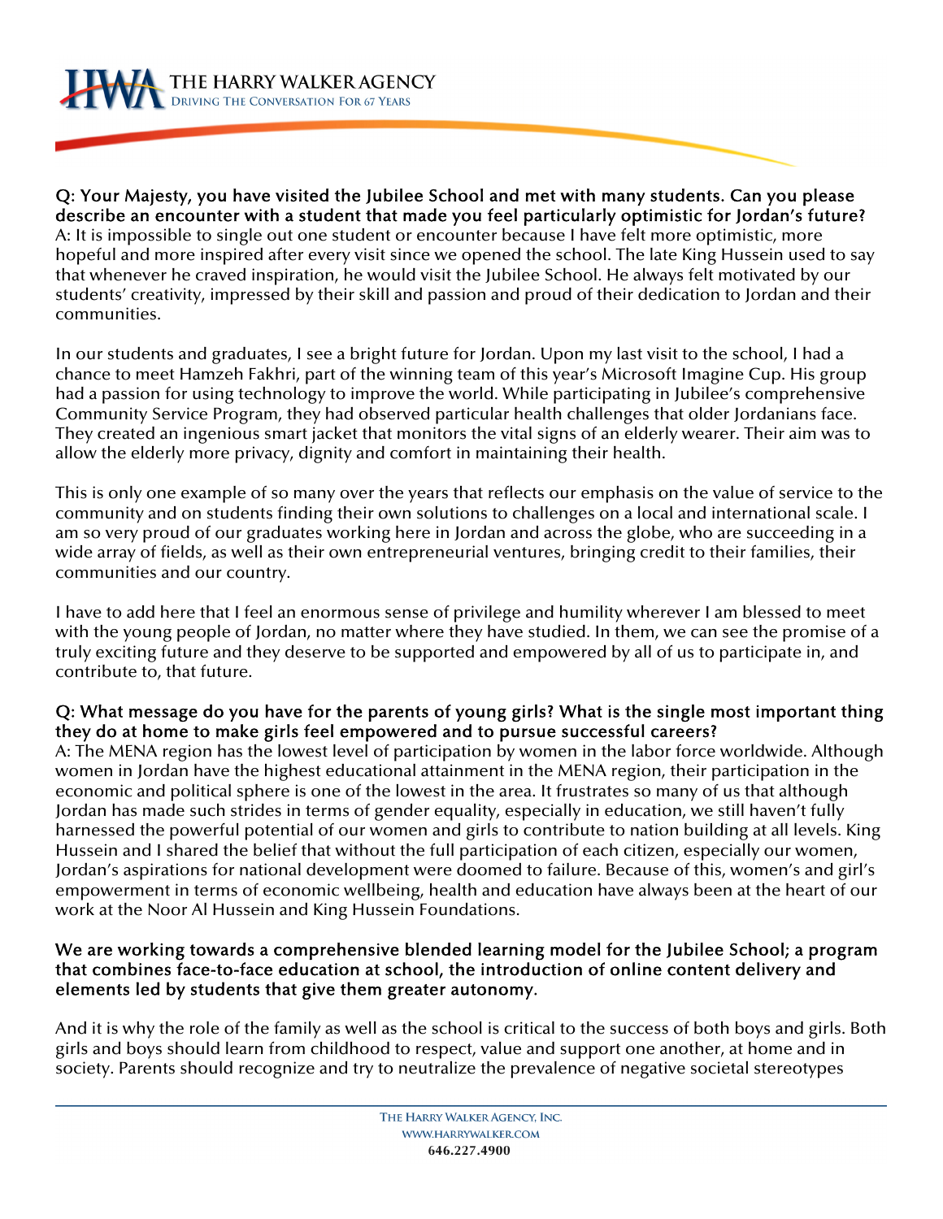**Q: Your Majesty, you have visited the Jubilee School and met with many students. Can you please describe an encounter with a student that made you feel particularly optimistic for Jordan's future?**
A: It is impossible to single out one student or encounter because I have felt more optimistic, more hopeful and more inspired after every visit since we opened the school. The late King Hussein used to say that whenever he craved inspiration, he would visit the Jubilee School. He always felt motivated by our students' creativity, impressed by their skill and passion and proud of their dedication to Jordan and their communities.

In our students and graduates, I see a bright future for Jordan. Upon my last visit to the school, I had a chance to meet Hamzeh Fakhri, part of the winning team of this year's Microsoft Imagine Cup. His group had a passion for using technology to improve the world. While participating in Jubilee's comprehensive Community Service Program, they had observed particular health challenges that older Jordanians face. They created an ingenious smart jacket that monitors the vital signs of an elderly wearer. Their aim was to allow the elderly more privacy, dignity and comfort in maintaining their health.

This is only one example of so many over the years that reflects our emphasis on the value of service to the community and on students finding their own solutions to challenges on a local and international scale. I am so very proud of our graduates working here in Jordan and across the globe, who are succeeding in a wide array of fields, as well as their own entrepreneurial ventures, bringing credit to their families, their communities and our country.

I have to add here that I feel an enormous sense of privilege and humility wherever I am blessed to meet with the young people of Jordan, no matter where they have studied. In them, we can see the promise of a truly exciting future and they deserve to be supported and empowered by all of us to participate in, and contribute to, that future.

**Q: What message do you have for the parents of young girls? What is the single most important thing they do at home to make girls feel empowered and to pursue successful careers?**
A: The MENA region has the lowest level of participation by women in the labor force worldwide. Although women in Jordan have the highest educational attainment in the MENA region, their participation in the economic and political sphere is one of the lowest in the area. It frustrates so many of us that although Jordan has made such strides in terms of gender equality, especially in education, we still haven't fully harnessed the powerful potential of our women and girls to contribute to nation building at all levels. King Hussein and I shared the belief that without the full participation of each citizen, especially our women, Jordan's aspirations for national development were doomed to failure. Because of this, women's and girl's empowerment in terms of economic wellbeing, health and education have always been at the heart of our work at the Noor Al Hussein and King Hussein Foundations.

**We are working towards a comprehensive blended learning model for the Jubilee School; a program that combines face-to-face education at school, the introduction of online content delivery and elements led by students that give them greater autonomy.**

And it is why the role of the family as well as the school is critical to the success of both boys and girls. Both girls and boys should learn from childhood to respect, value and support one another, at home and in society. Parents should recognize and try to neutralize the prevalence of negative societal stereotypes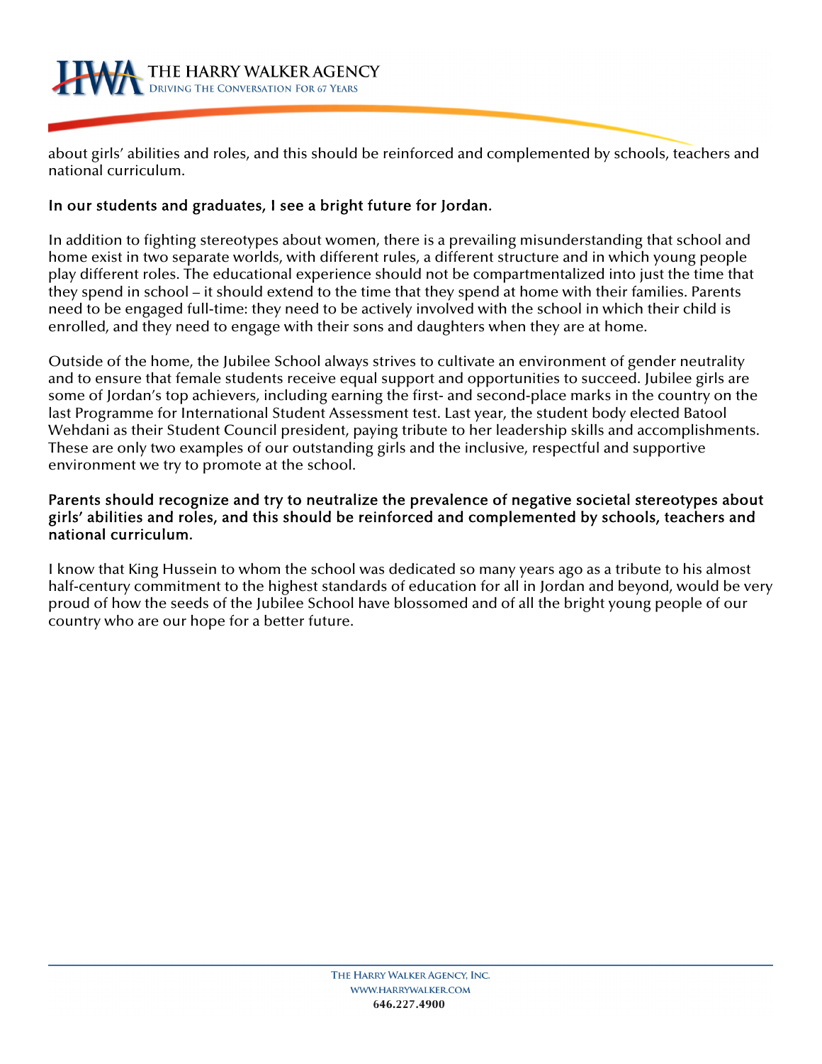about girls' abilities and roles, and this should be reinforced and complemented by schools, teachers and national curriculum.

**In our students and graduates, I see a bright future for Jordan.**

In addition to fighting stereotypes about women, there is a prevailing misunderstanding that school and home exist in two separate worlds, with different rules, a different structure and in which young people play different roles. The educational experience should not be compartmentalized into just the time that they spend in school – it should extend to the time that they spend at home with their families. Parents need to be engaged full-time: they need to be actively involved with the school in which their child is enrolled, and they need to engage with their sons and daughters when they are at home.

Outside of the home, the Jubilee School always strives to cultivate an environment of gender neutrality and to ensure that female students receive equal support and opportunities to succeed. Jubilee girls are some of Jordan's top achievers, including earning the first- and second-place marks in the country on the last Programme for International Student Assessment test. Last year, the student body elected Batool Wehdani as their Student Council president, paying tribute to her leadership skills and accomplishments. These are only two examples of our outstanding girls and the inclusive, respectful and supportive environment we try to promote at the school.

**Parents should recognize and try to neutralize the prevalence of negative societal stereotypes about girls' abilities and roles, and this should be reinforced and complemented by schools, teachers and national curriculum.**

I know that King Hussein to whom the school was dedicated so many years ago as a tribute to his almost half-century commitment to the highest standards of education for all in Jordan and beyond, would be very proud of how the seeds of the Jubilee School have blossomed and of all the bright young people of our country who are our hope for a better future.